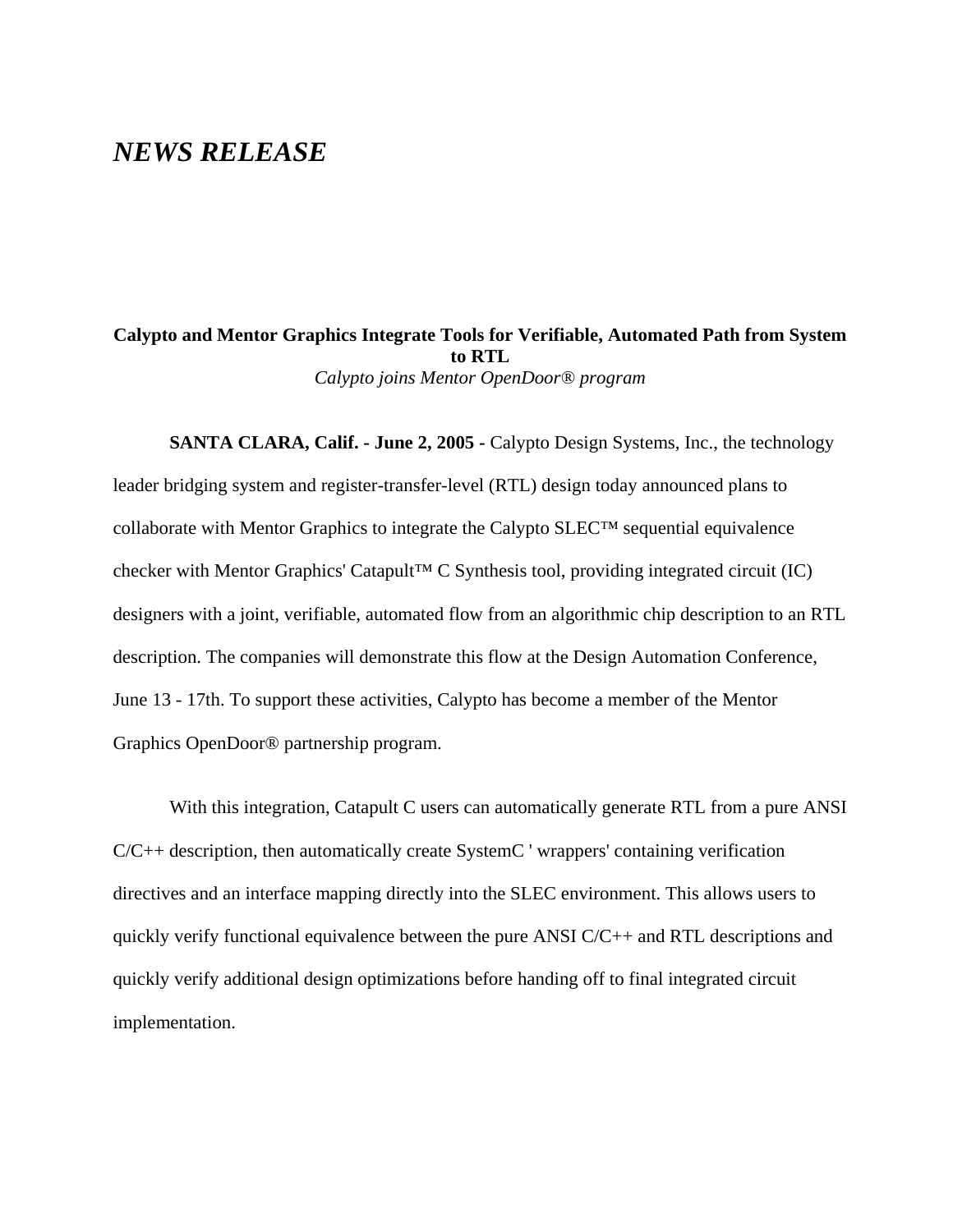# *NEWS RELEASE*

**Calypto and Mentor Graphics Integrate Tools for Verifiable, Automated Path from System to RTL**

*Calypto joins Mentor OpenDoor® program*

**SANTA CLARA, Calif. - June 2, 2005 -** Calypto Design Systems, Inc., the technology leader bridging system and register-transfer-level (RTL) design today announced plans to collaborate with Mentor Graphics to integrate the Calypto SLEC™ sequential equivalence checker with Mentor Graphics' Catapult™ C Synthesis tool, providing integrated circuit (IC) designers with a joint, verifiable, automated flow from an algorithmic chip description to an RTL description. The companies will demonstrate this flow at the Design Automation Conference, June 13 - 17th. To support these activities, Calypto has become a member of the Mentor Graphics OpenDoor® partnership program.

With this integration, Catapult C users can automatically generate RTL from a pure ANSI C/C++ description, then automatically create SystemC ' wrappers' containing verification directives and an interface mapping directly into the SLEC environment. This allows users to quickly verify functional equivalence between the pure ANSI C/C++ and RTL descriptions and quickly verify additional design optimizations before handing off to final integrated circuit implementation.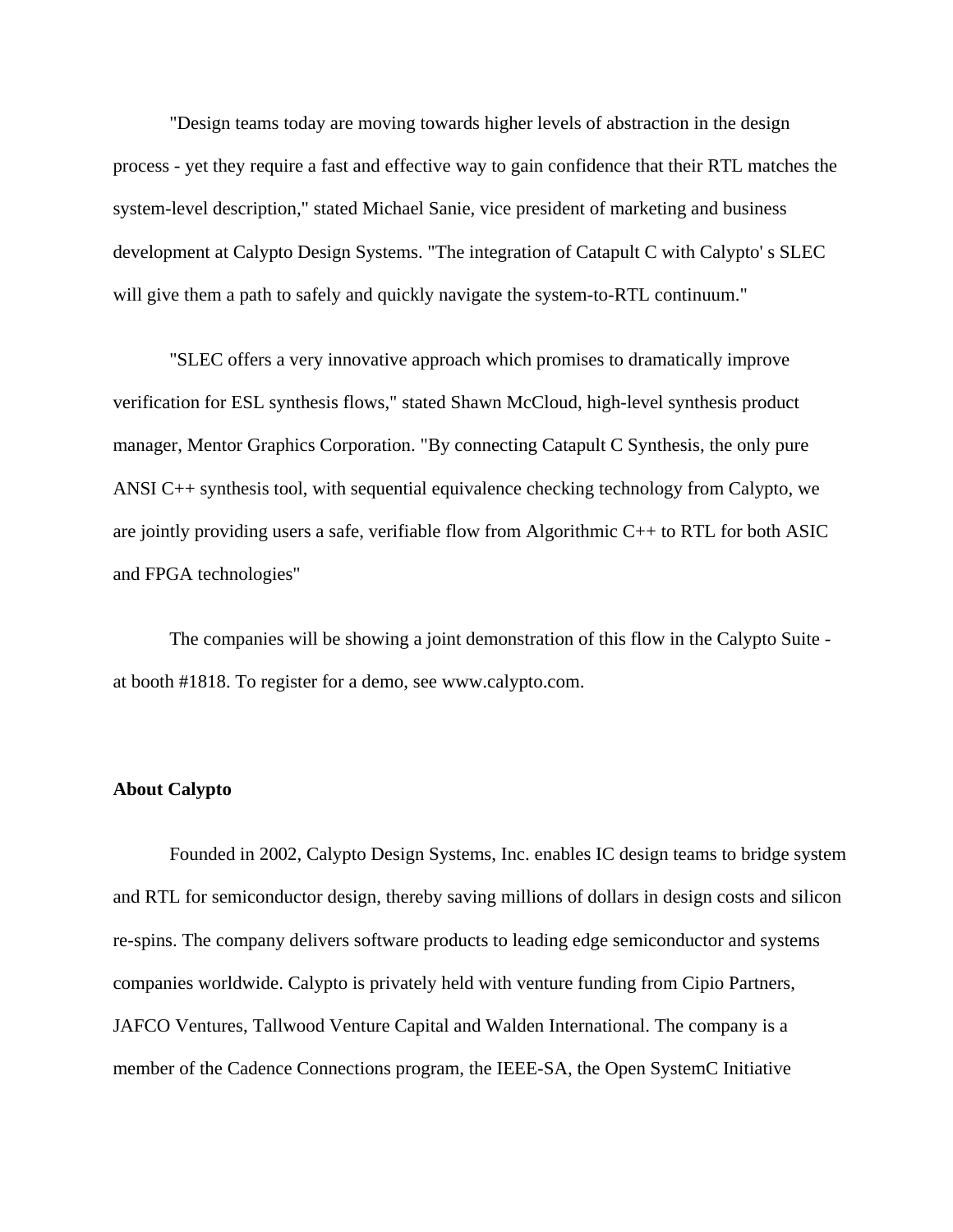"Design teams today are moving towards higher levels of abstraction in the design process - yet they require a fast and effective way to gain confidence that their RTL matches the system-level description," stated Michael Sanie, vice president of marketing and business development at Calypto Design Systems. "The integration of Catapult C with Calypto' s SLEC will give them a path to safely and quickly navigate the system-to-RTL continuum."

"SLEC offers a very innovative approach which promises to dramatically improve verification for ESL synthesis flows," stated Shawn McCloud, high-level synthesis product manager, Mentor Graphics Corporation. "By connecting Catapult C Synthesis, the only pure ANSI C++ synthesis tool, with sequential equivalence checking technology from Calypto, we are jointly providing users a safe, verifiable flow from Algorithmic C++ to RTL for both ASIC and FPGA technologies"

The companies will be showing a joint demonstration of this flow in the Calypto Suite - at booth #1818. To register for a demo, see www.calypto.com.

**About Calypto**

Founded in 2002, Calypto Design Systems, Inc. enables IC design teams to bridge system and RTL for semiconductor design, thereby saving millions of dollars in design costs and silicon re-spins. The company delivers software products to leading edge semiconductor and systems companies worldwide. Calypto is privately held with venture funding from Cipio Partners, JAFCO Ventures, Tallwood Venture Capital and Walden International. The company is a member of the Cadence Connections program, the IEEE-SA, the Open SystemC Initiative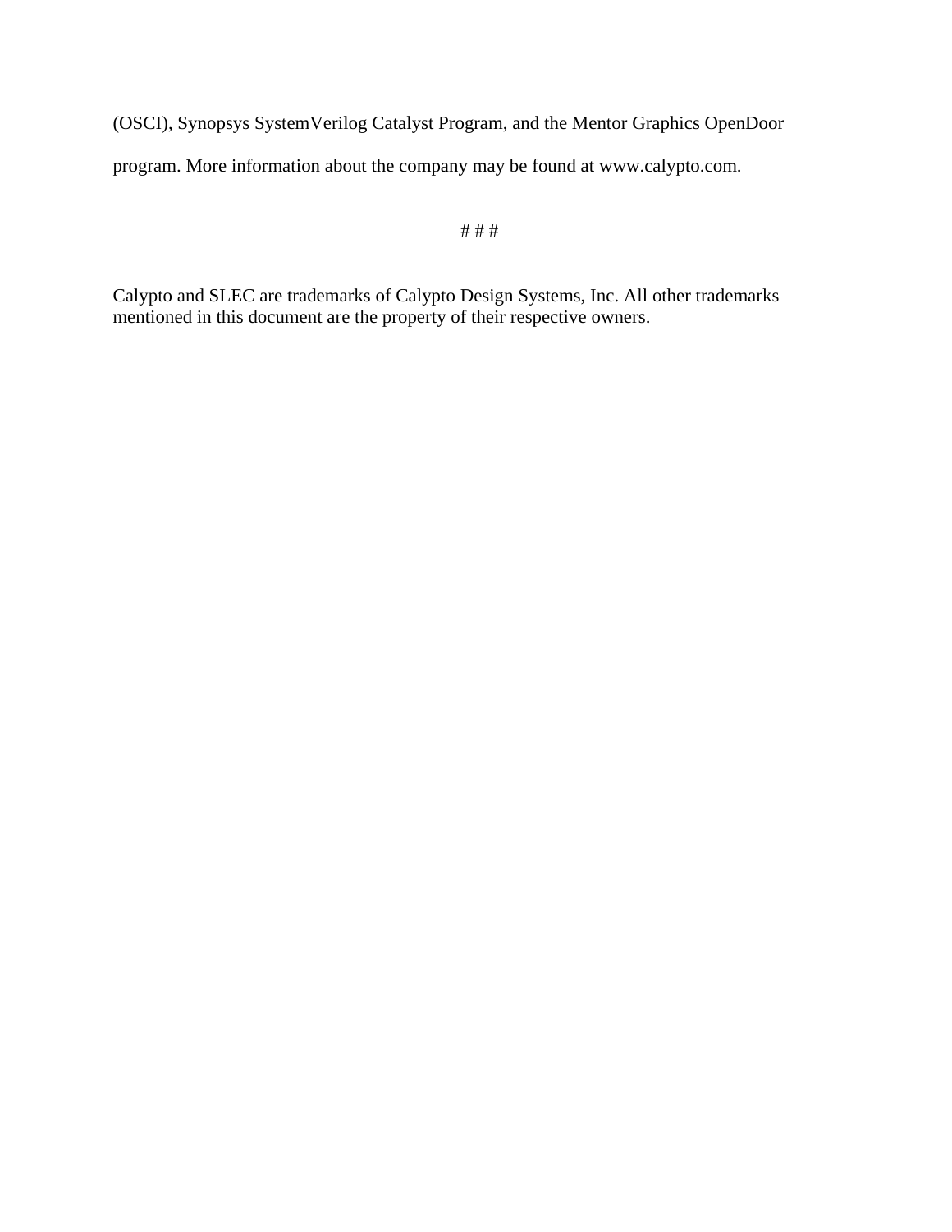(OSCI), Synopsys SystemVerilog Catalyst Program, and the Mentor Graphics OpenDoor program. More information about the company may be found at www.calypto.com.

# # #

Calypto and SLEC are trademarks of Calypto Design Systems, Inc. All other trademarks mentioned in this document are the property of their respective owners.